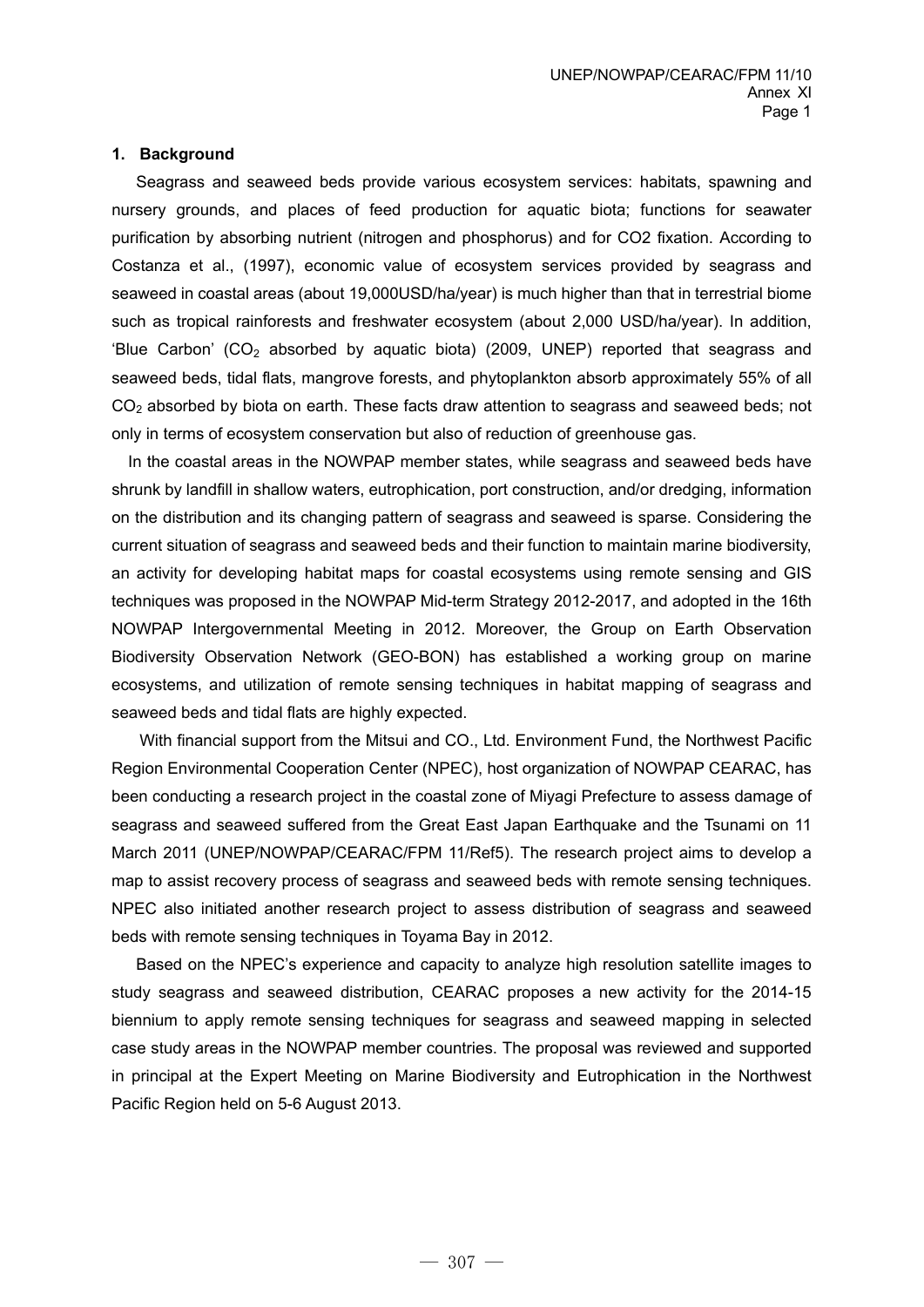## 1. Background

Seagrass and seaweed beds provide various ecosystem services: habitats, spawning and nursery grounds, and places of feed production for aquatic biota; functions for seawater purification by absorbing nutrient (nitrogen and phosphorus) and for CO2 fixation. According to Costanza et al., (1997), economic value of ecosystem services provided by seagrass and seaweed in coastal areas (about 19,000USD/ha/year) is much higher than that in terrestrial biome such as tropical rainforests and freshwater ecosystem (about 2,000 USD/ha/year). In addition, 'Blue Carbon' ($CO_2$ absorbed by aquatic biota) (2009, UNEP) reported that seagrass and seaweed beds, tidal flats, mangrove forests, and phytoplankton absorb approximately 55% of all $CO_2$ absorbed by biota on earth. These facts draw attention to seagrass and seaweed beds; not only in terms of ecosystem conservation but also of reduction of greenhouse gas.

In the coastal areas in the NOWPAP member states, while seagrass and seaweed beds have shrunk by landfill in shallow waters, eutrophication, port construction, and/or dredging, information on the distribution and its changing pattern of seagrass and seaweed is sparse. Considering the current situation of seagrass and seaweed beds and their function to maintain marine biodiversity, an activity for developing habitat maps for coastal ecosystems using remote sensing and GIS techniques was proposed in the NOWPAP Mid-term Strategy 2012-2017, and adopted in the 16th NOWPAP Intergovernmental Meeting in 2012. Moreover, the Group on Earth Observation Biodiversity Observation Network (GEO-BON) has established a working group on marine ecosystems, and utilization of remote sensing techniques in habitat mapping of seagrass and seaweed beds and tidal flats are highly expected.

With financial support from the Mitsui and CO., Ltd. Environment Fund, the Northwest Pacific Region Environmental Cooperation Center (NPEC), host organization of NOWPAP CEARAC, has been conducting a research project in the coastal zone of Miyagi Prefecture to assess damage of seagrass and seaweed suffered from the Great East Japan Earthquake and the Tsunami on 11 March 2011 (UNEP/NOWPAP/CEARAC/FPM 11/Ref5). The research project aims to develop a map to assist recovery process of seagrass and seaweed beds with remote sensing techniques. NPEC also initiated another research project to assess distribution of seagrass and seaweed beds with remote sensing techniques in Toyama Bay in 2012.

Based on the NPEC's experience and capacity to analyze high resolution satellite images to study seagrass and seaweed distribution, CEARAC proposes a new activity for the 2014-15 biennium to apply remote sensing techniques for seagrass and seaweed mapping in selected case study areas in the NOWPAP member countries. The proposal was reviewed and supported in principal at the Expert Meeting on Marine Biodiversity and Eutrophication in the Northwest Pacific Region held on 5-6 August 2013.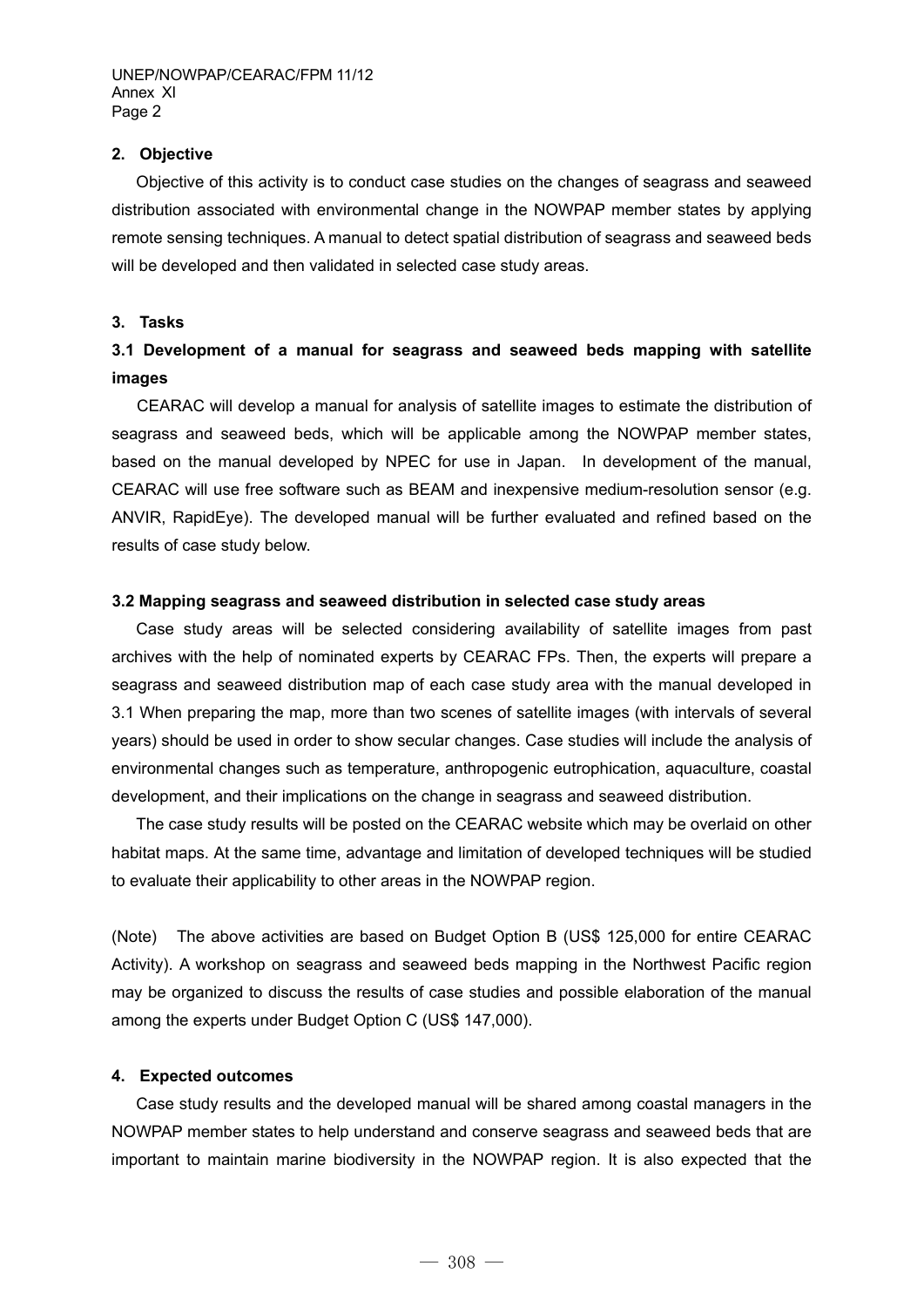## 2. Objective

Objective of this activity is to conduct case studies on the changes of seagrass and seaweed distribution associated with environmental change in the NOWPAP member states by applying remote sensing techniques. A manual to detect spatial distribution of seagrass and seaweed beds will be developed and then validated in selected case study areas.

## 3. Tasks

### 3.1 Development of a manual for seagrass and seaweed beds mapping with satellite images

CEARAC will develop a manual for analysis of satellite images to estimate the distribution of seagrass and seaweed beds, which will be applicable among the NOWPAP member states, based on the manual developed by NPEC for use in Japan. In development of the manual, CEARAC will use free software such as BEAM and inexpensive medium-resolution sensor (e.g. ANVIR, RapidEye). The developed manual will be further evaluated and refined based on the results of case study below.

### 3.2 Mapping seagrass and seaweed distribution in selected case study areas

Case study areas will be selected considering availability of satellite images from past archives with the help of nominated experts by CEARAC FPs. Then, the experts will prepare a seagrass and seaweed distribution map of each case study area with the manual developed in 3.1 When preparing the map, more than two scenes of satellite images (with intervals of several years) should be used in order to show secular changes. Case studies will include the analysis of environmental changes such as temperature, anthropogenic eutrophication, aquaculture, coastal development, and their implications on the change in seagrass and seaweed distribution.

The case study results will be posted on the CEARAC website which may be overlaid on other habitat maps. At the same time, advantage and limitation of developed techniques will be studied to evaluate their applicability to other areas in the NOWPAP region.

(Note) The above activities are based on Budget Option B (US$ 125,000 for entire CEARAC Activity). A workshop on seagrass and seaweed beds mapping in the Northwest Pacific region may be organized to discuss the results of case studies and possible elaboration of the manual among the experts under Budget Option C (US$ 147,000).

## 4. Expected outcomes

Case study results and the developed manual will be shared among coastal managers in the NOWPAP member states to help understand and conserve seagrass and seaweed beds that are important to maintain marine biodiversity in the NOWPAP region. It is also expected that the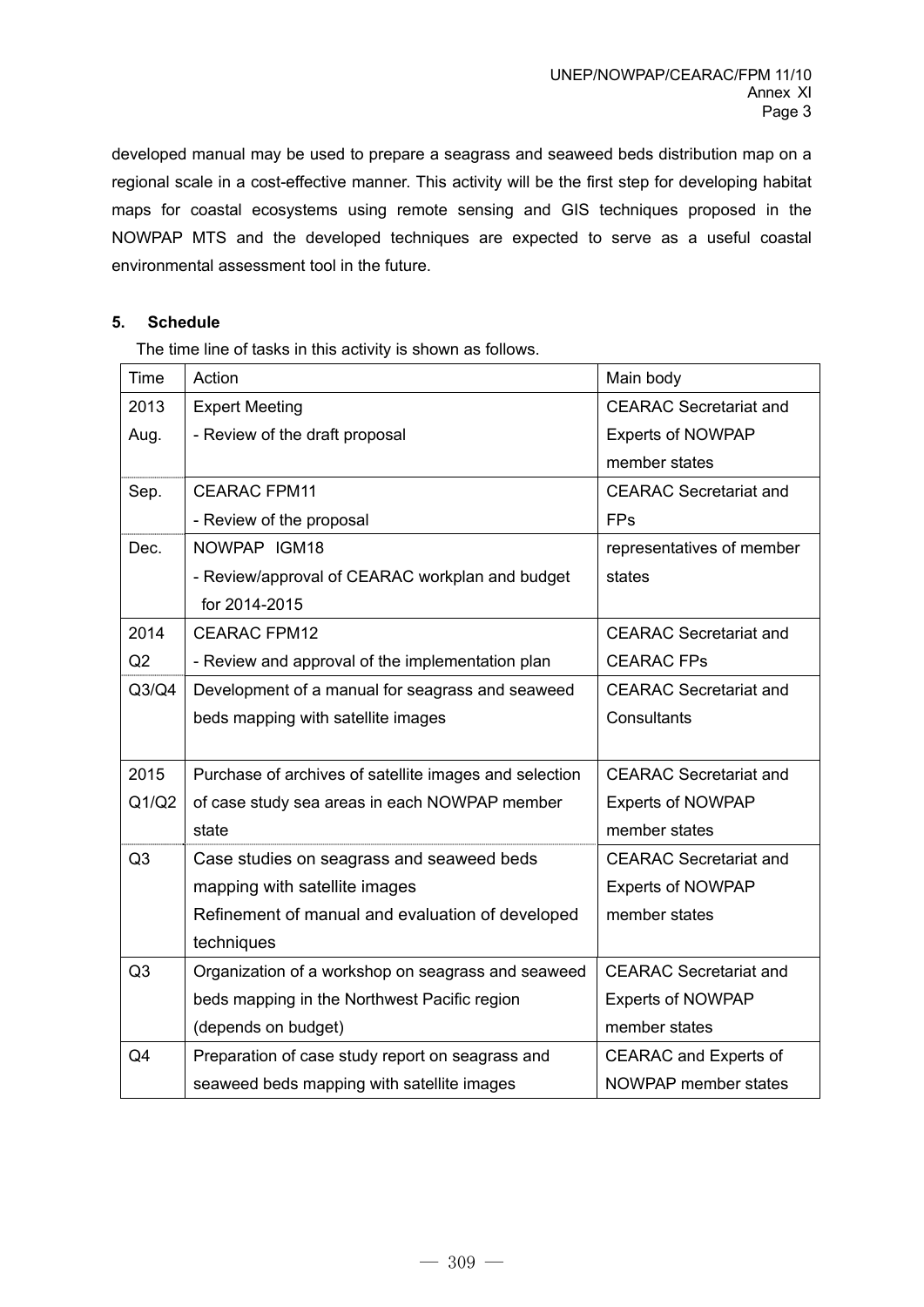developed manual may be used to prepare a seagrass and seaweed beds distribution map on a regional scale in a cost-effective manner. This activity will be the first step for developing habitat maps for coastal ecosystems using remote sensing and GIS techniques proposed in the NOWPAP MTS and the developed techniques are expected to serve as a useful coastal environmental assessment tool in the future.

## 5. Schedule

The time line of tasks in this activity is shown as follows.

| Time | Action | Main body |
|---|---|---|
| 2013 Aug. | Expert Meeting<br>- Review of the draft proposal | CEARAC Secretariat and Experts of NOWPAP member states |
| Sep. | CEARAC FPM11<br>- Review of the proposal | CEARAC Secretariat and FPs |
| Dec. | NOWPAP IGM18<br>- Review/approval of CEARAC workplan and budget for 2014-2015 | representatives of member states |
| 2014 Q2 | CEARAC FPM12<br>- Review and approval of the implementation plan | CEARAC Secretariat and CEARAC FPs |
| Q3/Q4 | Development of a manual for seagrass and seaweed beds mapping with satellite images | CEARAC Secretariat and Consultants |
| 2015 Q1/Q2 | Purchase of archives of satellite images and selection of case study sea areas in each NOWPAP member state | CEARAC Secretariat and Experts of NOWPAP member states |
| Q3 | Case studies on seagrass and seaweed beds mapping with satellite images<br>Refinement of manual and evaluation of developed techniques | CEARAC Secretariat and Experts of NOWPAP member states |
| Q3 | Organization of a workshop on seagrass and seaweed beds mapping in the Northwest Pacific region (depends on budget) | CEARAC Secretariat and Experts of NOWPAP member states |
| Q4 | Preparation of case study report on seagrass and seaweed beds mapping with satellite images | CEARAC and Experts of NOWPAP member states |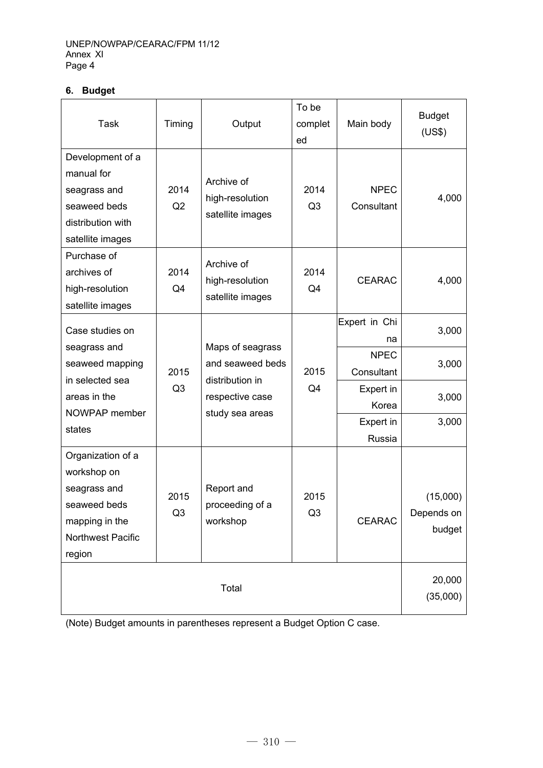## 6. Budget

| Task | Timing | Output | To be completed | Main body | Budget (US$) |
|---|---|---|---|---|---|
| Development of a manual for seagrass and seaweed beds distribution with satellite images | 2014 Q2 | Archive of high-resolution satellite images | 2014 Q3 | NPEC Consultant | 4,000 |
| Purchase of archives of high-resolution satellite images | 2014 Q4 | Archive of high-resolution satellite images | 2014 Q4 | CEARAC | 4,000 |
| Case studies on seagrass and seaweed mapping in selected sea areas in the NOWPAP member states | 2015 Q3 | Maps of seagrass and seaweed beds distribution in respective case study sea areas | 2015 Q4 | Expert in China | 3,000 |
| | | | | NPEC Consultant | 3,000 |
| | | | | Expert in Korea | 3,000 |
| | | | | Expert in Russia | 3,000 |
| Organization of a workshop on seagrass and seaweed beds mapping in the Northwest Pacific region | 2015 Q3 | Report and proceeding of a workshop | 2015 Q3 | CEARAC | (15,000) Depends on budget |
| Total | | | | | 20,000 (35,000) |

(Note) Budget amounts in parentheses represent a Budget Option C case.